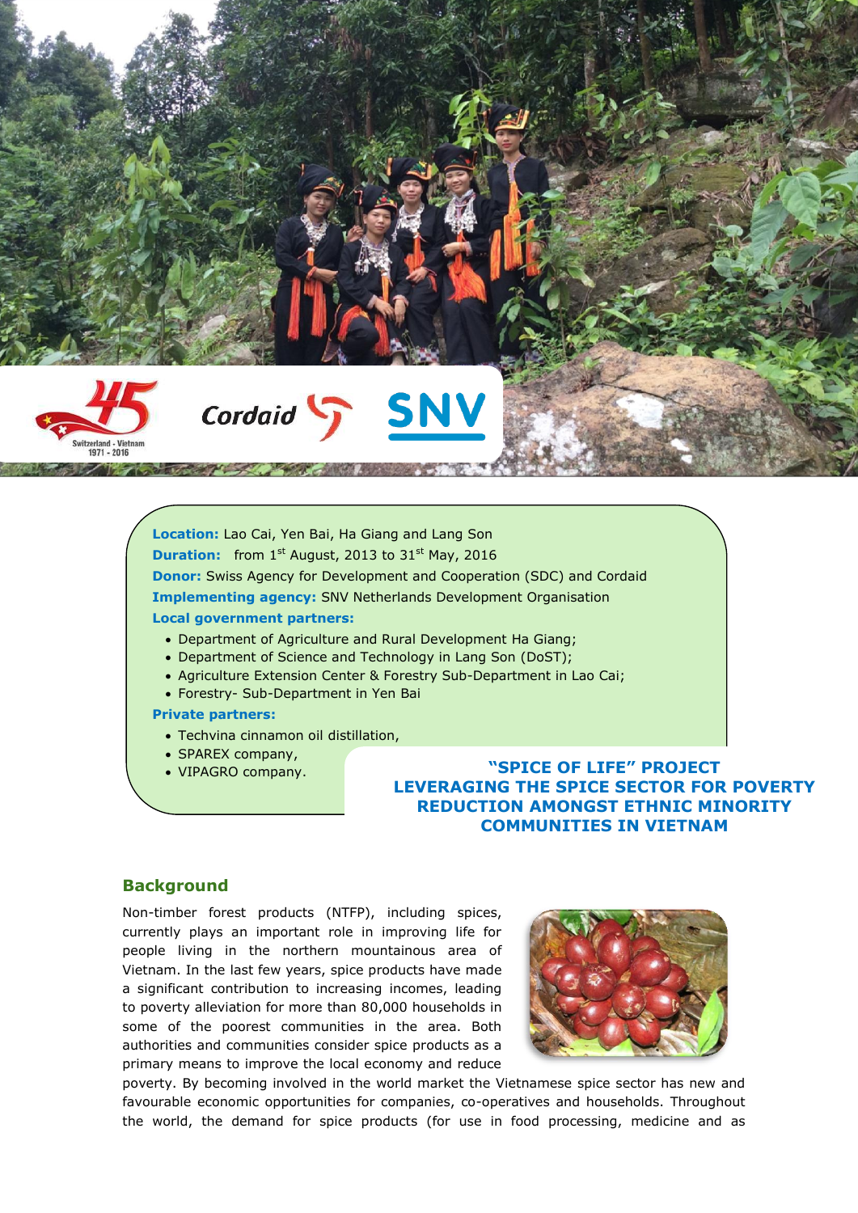**Location:** Lao Cai, Yen Bai, Ha Giang and Lang Son

**Duration:** from 1st August, 2013 to 31st May, 2016

**Donor:** Swiss Agency for Development and Cooperation (SDC) and Cordaid

**Implementing agency:** SNV Netherlands Development Organisation

**Local government partners:**

- Department of Agriculture and Rural Development Ha Giang;
- Department of Science and Technology in Lang Son (DoST);
- Agriculture Extension Center & Forestry Sub-Department in Lao Cai;
- Forestry- Sub-Department in Yen Bai

**Private partners:**

- Techvina cinnamon oil distillation,
- SPAREX company,
- VIPAGRO company.

# "SPICE OF LIFE" PROJECT LEVERAGING THE SPICE SECTOR FOR POVERTY REDUCTION AMONGST ETHNIC MINORITY COMMUNITIES IN VIETNAM

## Background

Non-timber forest products (NTFP), including spices, currently plays an important role in improving life for people living in the northern mountainous area of Vietnam. In the last few years, spice products have made a significant contribution to increasing incomes, leading to poverty alleviation for more than 80,000 households in some of the poorest communities in the area. Both authorities and communities consider spice products as a primary means to improve the local economy and reduce poverty. By becoming involved in the world market the Vietnamese spice sector has new and favourable economic opportunities for companies, co-operatives and households. Throughout the world, the demand for spice products (for use in food processing, medicine and as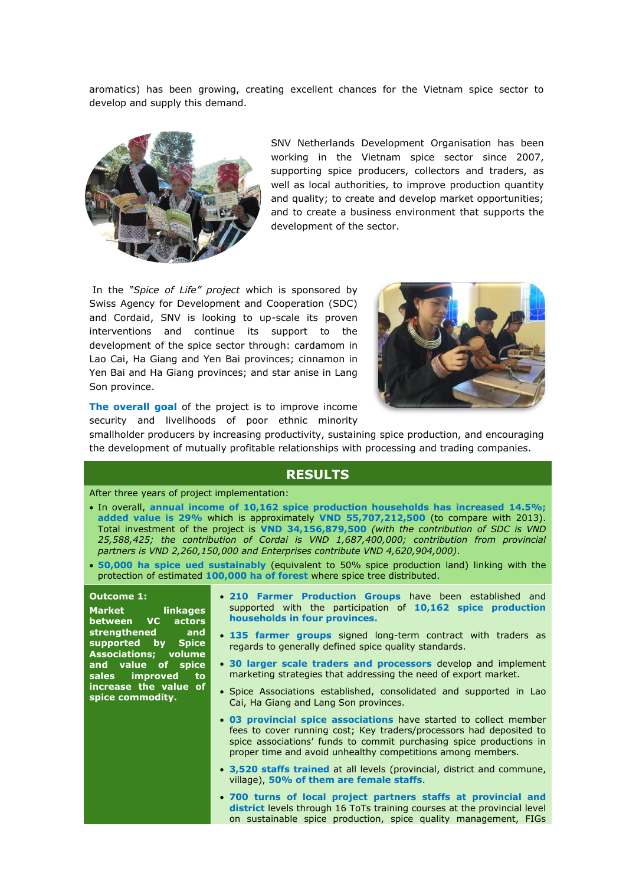aromatics) has been growing, creating excellent chances for the Vietnam spice sector to develop and supply this demand.

SNV Netherlands Development Organisation has been working in the Vietnam spice sector since 2007, supporting spice producers, collectors and traders, as well as local authorities, to improve production quantity and quality; to create and develop market opportunities; and to create a business environment that supports the development of the sector.

In the *"Spice of Life" project* which is sponsored by Swiss Agency for Development and Cooperation (SDC) and Cordaid, SNV is looking to up-scale its proven interventions and continue its support to the development of the spice sector through: cardamom in Lao Cai, Ha Giang and Yen Bai provinces; cinnamon in Yen Bai and Ha Giang provinces; and star anise in Lang Son province.

**The overall goal** of the project is to improve income security and livelihoods of poor ethnic minority smallholder producers by increasing productivity, sustaining spice production, and encouraging the development of mutually profitable relationships with processing and trading companies.

## RESULTS

After three years of project implementation:

- In overall, **annual income of 10,162 spice production households has increased 14.5%; added value is 29%** which is approximately **VND 55,707,212,500** (to compare with 2013). Total investment of the project is **VND 34,156,879,500** *(with the contribution of SDC is VND 25,588,425; the contribution of Cordai is VND 1,687,400,000; contribution from provincial partners is VND 2,260,150,000 and Enterprises contribute VND 4,620,904,000)*.
- **50,000 ha spice ued sustainably** (equivalent to 50% spice production land) linking with the protection of estimated **100,000 ha of forest** where spice tree distributed.

**Outcome 1:**

**Market linkages between VC actors strengthened and supported by Spice Associations; volume and value of spice sales improved to increase the value of spice commodity.**

- **210 Farmer Production Groups** have been established and supported with the participation of **10,162 spice production households in four provinces.**
- **135 farmer groups** signed long-term contract with traders as regards to generally defined spice quality standards.
- **30 larger scale traders and processors** develop and implement marketing strategies that addressing the need of export market.
- Spice Associations established, consolidated and supported in Lao Cai, Ha Giang and Lang Son provinces.
- **03 provincial spice associations** have started to collect member fees to cover running cost; Key traders/processors had deposited to spice associations' funds to commit purchasing spice productions in proper time and avoid unhealthy competitions among members.
- **3,520 staffs trained** at all levels (provincial, district and commune, village), **50% of them are female staffs**.
- **700 turns of local project partners staffs at provincial and district** levels through 16 ToTs training courses at the provincial level on sustainable spice production, spice quality management, FIGs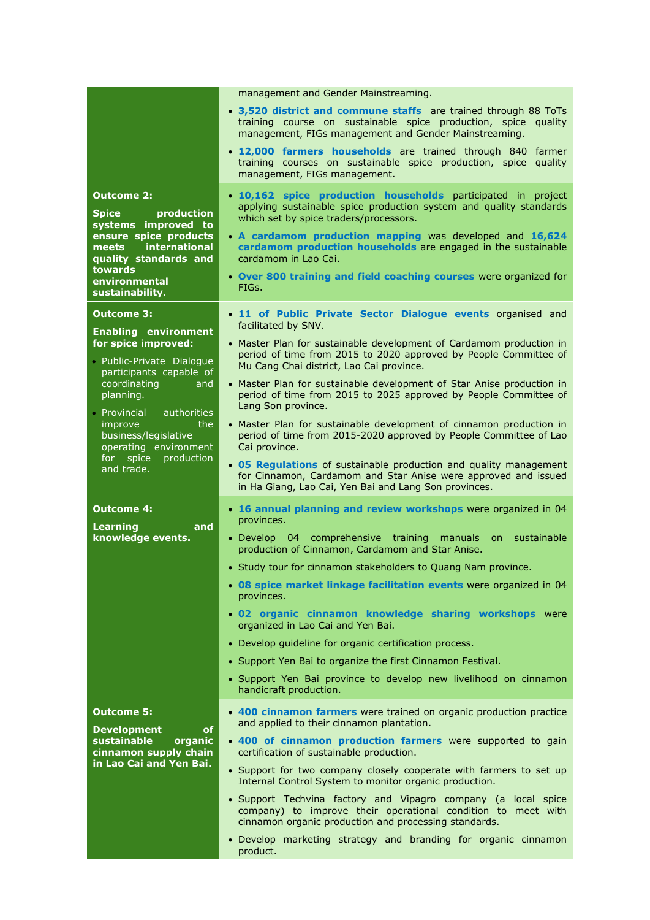| | |
|---|---|
| | management and Gender Mainstreaming.<br>• **3,520 district and commune staffs** are trained through 88 ToTs training course on sustainable spice production, spice quality management, FIGs management and Gender Mainstreaming.<br>• **12,000 farmers households** are trained through 840 farmer training courses on sustainable spice production, spice quality management, FIGs management. |
| **Outcome 2:**<br><br>**Spice production systems improved to ensure spice products meets international quality standards and towards environmental sustainability.** | • **10,162 spice production households** participated in project applying sustainable spice production system and quality standards which set by spice traders/processors.<br>• **A cardamom production mapping** was developed and **16,624 cardamom production households** are engaged in the sustainable cardamom in Lao Cai.<br>• **Over 800 training and field coaching courses** were organized for FIGs. |
| **Outcome 3:**<br><br>**Enabling environment for spice improved:**<br>• Public-Private Dialogue participants capable of coordinating and planning.<br>• Provincial authorities improve the business/legislative operating environment for spice production and trade. | • **11 of Public Private Sector Dialogue events** organised and facilitated by SNV.<br>• Master Plan for sustainable development of Cardamom production in period of time from 2015 to 2020 approved by People Committee of Mu Cang Chai district, Lao Cai province.<br>• Master Plan for sustainable development of Star Anise production in period of time from 2015 to 2025 approved by People Committee of Lang Son province.<br>• Master Plan for sustainable development of cinnamon production in period of time from 2015-2020 approved by People Committee of Lao Cai province.<br>• **05 Regulations** of sustainable production and quality management for Cinnamon, Cardamom and Star Anise were approved and issued in Ha Giang, Lao Cai, Yen Bai and Lang Son provinces. |
| **Outcome 4:**<br><br>**Learning and knowledge events.** | • **16 annual planning and review workshops** were organized in 04 provinces.<br>• Develop 04 comprehensive training manuals on sustainable production of Cinnamon, Cardamom and Star Anise.<br>• Study tour for cinnamon stakeholders to Quang Nam province.<br>• **08 spice market linkage facilitation events** were organized in 04 provinces.<br>• **02 organic cinnamon knowledge sharing workshops** were organized in Lao Cai and Yen Bai.<br>• Develop guideline for organic certification process.<br>• Support Yen Bai to organize the first Cinnamon Festival.<br>• Support Yen Bai province to develop new livelihood on cinnamon handicraft production. |
| **Outcome 5:**<br><br>**Development of sustainable organic cinnamon supply chain in Lao Cai and Yen Bai.** | • **400 cinnamon farmers** were trained on organic production practice and applied to their cinnamon plantation.<br>• **400 of cinnamon production farmers** were supported to gain certification of sustainable production.<br>• Support for two company closely cooperate with farmers to set up Internal Control System to monitor organic production.<br>• Support Techvina factory and Vipagro company (a local spice company) to improve their operational condition to meet with cinnamon organic production and processing standards.<br>• Develop marketing strategy and branding for organic cinnamon product. |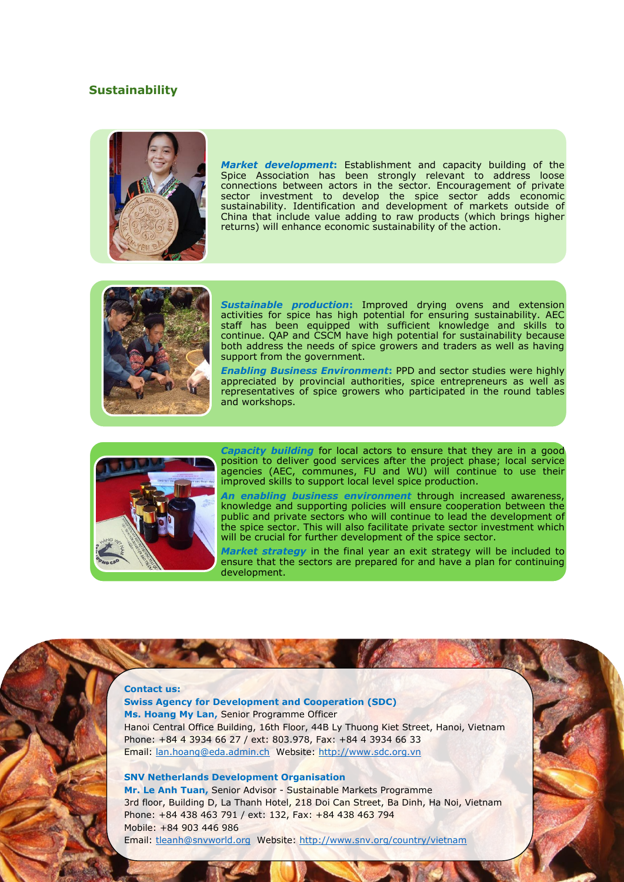## Sustainability

***Market development*:** Establishment and capacity building of the Spice Association has been strongly relevant to address loose connections between actors in the sector. Encouragement of private sector investment to develop the spice sector adds economic sustainability. Identification and development of markets outside of China that include value adding to raw products (which brings higher returns) will enhance economic sustainability of the action.

***Sustainable production*:** Improved drying ovens and extension activities for spice has high potential for ensuring sustainability. AEC staff has been equipped with sufficient knowledge and skills to continue. QAP and CSCM have high potential for sustainability because both address the needs of spice growers and traders as well as having support from the government.

***Enabling Business Environment*:** PPD and sector studies were highly appreciated by provincial authorities, spice entrepreneurs as well as representatives of spice growers who participated in the round tables and workshops.

***Capacity building*** for local actors to ensure that they are in a good position to deliver good services after the project phase; local service agencies (AEC, communes, FU and WU) will continue to use their improved skills to support local level spice production.

***An enabling business environment*** through increased awareness, knowledge and supporting policies will ensure cooperation between the public and private sectors who will continue to lead the development of the spice sector. This will also facilitate private sector investment which will be crucial for further development of the spice sector.

***Market strategy*** in the final year an exit strategy will be included to ensure that the sectors are prepared for and have a plan for continuing development.

**Contact us:**

**Swiss Agency for Development and Cooperation (SDC)**
**Ms. Hoang My Lan,** Senior Programme Officer
Hanoi Central Office Building, 16th Floor, 44B Ly Thuong Kiet Street, Hanoi, Vietnam
Phone: +84 4 3934 66 27 / ext: 803.978, Fax: +84 4 3934 66 33
Email: lan.hoang@eda.admin.ch Website: http://www.sdc.org.vn

**SNV Netherlands Development Organisation**
**Mr. Le Anh Tuan,** Senior Advisor - Sustainable Markets Programme
3rd floor, Building D, La Thanh Hotel, 218 Doi Can Street, Ba Dinh, Ha Noi, Vietnam
Phone: +84 438 463 791 / ext: 132, Fax: +84 438 463 794
Mobile: +84 903 446 986
Email: tleanh@snvworld.org Website: http://www.snv.org/country/vietnam